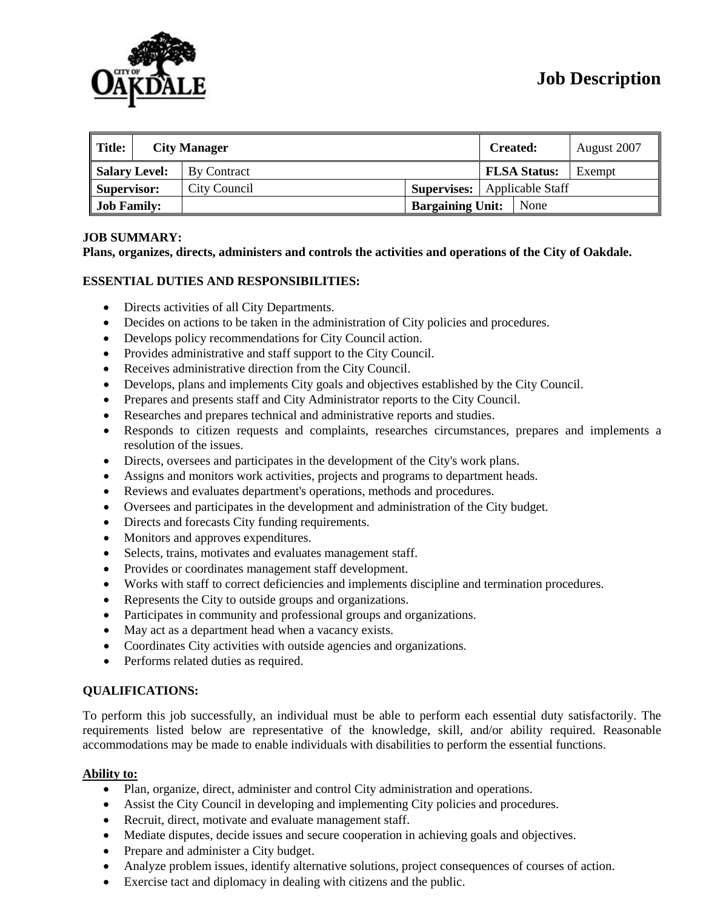# Job Description

| Title: | City Manager | | Created: | August 2007 |
|---|---|---|---|---|
| Salary Level: | By Contract | | FLSA Status: | Exempt |
| Supervisor: | City Council | Supervises: | Applicable Staff | |
| Job Family: | | Bargaining Unit: | None | |

**JOB SUMMARY:**
**Plans, organizes, directs, administers and controls the activities and operations of the City of Oakdale.**

**ESSENTIAL DUTIES AND RESPONSIBILITIES:**

- Directs activities of all City Departments.
- Decides on actions to be taken in the administration of City policies and procedures.
- Develops policy recommendations for City Council action.
- Provides administrative and staff support to the City Council.
- Receives administrative direction from the City Council.
- Develops, plans and implements City goals and objectives established by the City Council.
- Prepares and presents staff and City Administrator reports to the City Council.
- Researches and prepares technical and administrative reports and studies.
- Responds to citizen requests and complaints, researches circumstances, prepares and implements a resolution of the issues.
- Directs, oversees and participates in the development of the City's work plans.
- Assigns and monitors work activities, projects and programs to department heads.
- Reviews and evaluates department's operations, methods and procedures.
- Oversees and participates in the development and administration of the City budget.
- Directs and forecasts City funding requirements.
- Monitors and approves expenditures.
- Selects, trains, motivates and evaluates management staff.
- Provides or coordinates management staff development.
- Works with staff to correct deficiencies and implements discipline and termination procedures.
- Represents the City to outside groups and organizations.
- Participates in community and professional groups and organizations.
- May act as a department head when a vacancy exists.
- Coordinates City activities with outside agencies and organizations.
- Performs related duties as required.

**QUALIFICATIONS:**

To perform this job successfully, an individual must be able to perform each essential duty satisfactorily. The requirements listed below are representative of the knowledge, skill, and/or ability required. Reasonable accommodations may be made to enable individuals with disabilities to perform the essential functions.

**Ability to:**

- Plan, organize, direct, administer and control City administration and operations.
- Assist the City Council in developing and implementing City policies and procedures.
- Recruit, direct, motivate and evaluate management staff.
- Mediate disputes, decide issues and secure cooperation in achieving goals and objectives.
- Prepare and administer a City budget.
- Analyze problem issues, identify alternative solutions, project consequences of courses of action.
- Exercise tact and diplomacy in dealing with citizens and the public.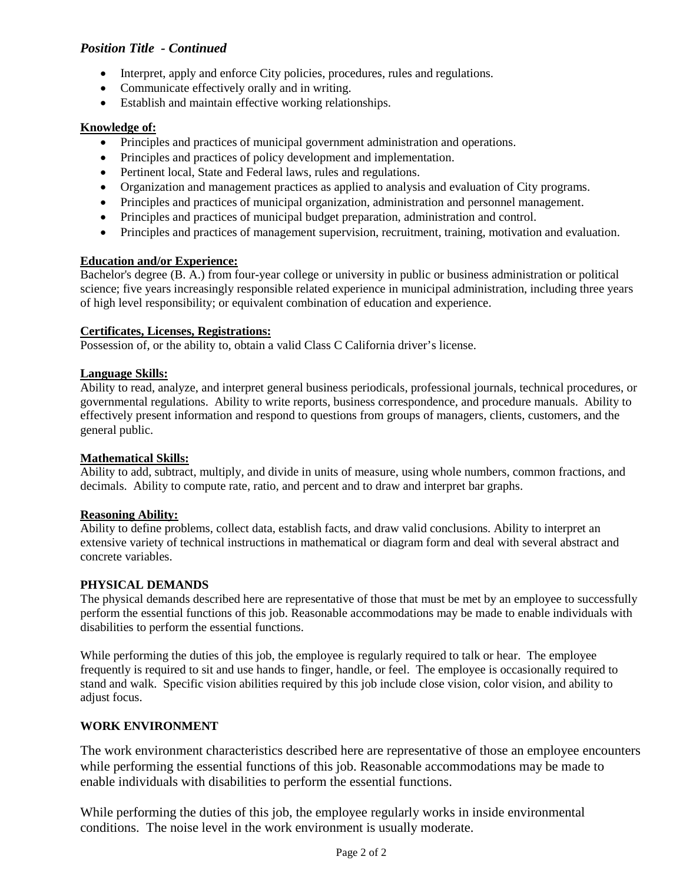## *Position Title - Continued*

- Interpret, apply and enforce City policies, procedures, rules and regulations.
- Communicate effectively orally and in writing.
- Establish and maintain effective working relationships.

**Knowledge of:**

- Principles and practices of municipal government administration and operations.
- Principles and practices of policy development and implementation.
- Pertinent local, State and Federal laws, rules and regulations.
- Organization and management practices as applied to analysis and evaluation of City programs.
- Principles and practices of municipal organization, administration and personnel management.
- Principles and practices of municipal budget preparation, administration and control.
- Principles and practices of management supervision, recruitment, training, motivation and evaluation.

**Education and/or Experience:**

Bachelor's degree (B. A.) from four-year college or university in public or business administration or political science; five years increasingly responsible related experience in municipal administration, including three years of high level responsibility; or equivalent combination of education and experience.

**Certificates, Licenses, Registrations:**

Possession of, or the ability to, obtain a valid Class C California driver's license.

**Language Skills:**

Ability to read, analyze, and interpret general business periodicals, professional journals, technical procedures, or governmental regulations. Ability to write reports, business correspondence, and procedure manuals. Ability to effectively present information and respond to questions from groups of managers, clients, customers, and the general public.

**Mathematical Skills:**

Ability to add, subtract, multiply, and divide in units of measure, using whole numbers, common fractions, and decimals. Ability to compute rate, ratio, and percent and to draw and interpret bar graphs.

**Reasoning Ability:**

Ability to define problems, collect data, establish facts, and draw valid conclusions. Ability to interpret an extensive variety of technical instructions in mathematical or diagram form and deal with several abstract and concrete variables.

### PHYSICAL DEMANDS

The physical demands described here are representative of those that must be met by an employee to successfully perform the essential functions of this job. Reasonable accommodations may be made to enable individuals with disabilities to perform the essential functions.

While performing the duties of this job, the employee is regularly required to talk or hear. The employee frequently is required to sit and use hands to finger, handle, or feel. The employee is occasionally required to stand and walk. Specific vision abilities required by this job include close vision, color vision, and ability to adjust focus.

### WORK ENVIRONMENT

The work environment characteristics described here are representative of those an employee encounters while performing the essential functions of this job. Reasonable accommodations may be made to enable individuals with disabilities to perform the essential functions.

While performing the duties of this job, the employee regularly works in inside environmental conditions. The noise level in the work environment is usually moderate.